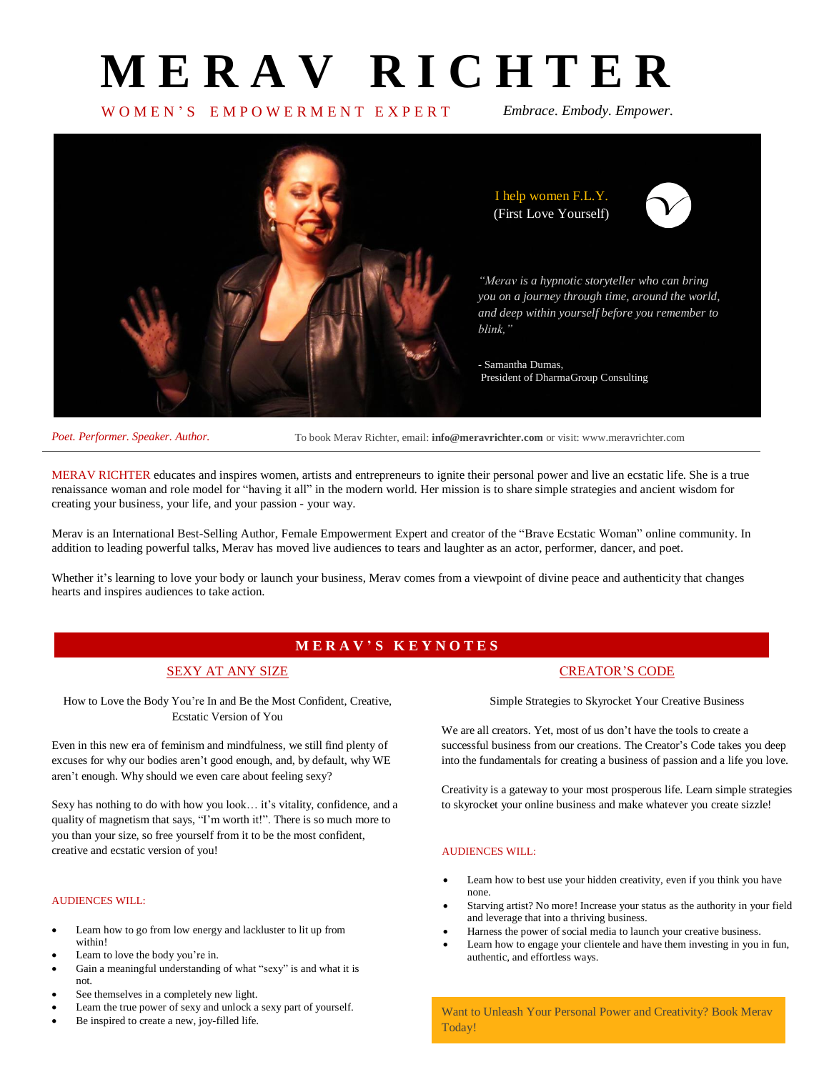# MERAV RICHTER

WOMEN'S EMPOWERMENT EXPERT

*Embrace. Embody. Empower.*

I help women F.L.Y.
(First Love Yourself)

*"Merav is a hypnotic storyteller who can bring you on a journey through time, around the world, and deep within yourself before you remember to blink."*

- Samantha Dumas,
President of DharmaGroup Consulting

*Poet. Performer. Speaker. Author.*

To book Merav Richter, email: **info@meravrichter.com** or visit: www.meravrichter.com

---

MERAV RICHTER educates and inspires women, artists and entrepreneurs to ignite their personal power and live an ecstatic life. She is a true renaissance woman and role model for "having it all" in the modern world. Her mission is to share simple strategies and ancient wisdom for creating your business, your life, and your passion - your way.

Merav is an International Best-Selling Author, Female Empowerment Expert and creator of the "Brave Ecstatic Woman" online community. In addition to leading powerful talks, Merav has moved live audiences to tears and laughter as an actor, performer, dancer, and poet.

Whether it's learning to love your body or launch your business, Merav comes from a viewpoint of divine peace and authenticity that changes hearts and inspires audiences to take action.

## MERAV'S KEYNOTES

### SEXY AT ANY SIZE

How to Love the Body You're In and Be the Most Confident, Creative, Ecstatic Version of You

Even in this new era of feminism and mindfulness, we still find plenty of excuses for why our bodies aren't good enough, and, by default, why WE aren't enough. Why should we even care about feeling sexy?

Sexy has nothing to do with how you look… it's vitality, confidence, and a quality of magnetism that says, "I'm worth it!". There is so much more to you than your size, so free yourself from it to be the most confident, creative and ecstatic version of you!

AUDIENCES WILL:

- Learn how to go from low energy and lackluster to lit up from within!
- Learn to love the body you're in.
- Gain a meaningful understanding of what "sexy" is and what it is not.
- See themselves in a completely new light.
- Learn the true power of sexy and unlock a sexy part of yourself.
- Be inspired to create a new, joy-filled life.

### CREATOR'S CODE

Simple Strategies to Skyrocket Your Creative Business

We are all creators. Yet, most of us don't have the tools to create a successful business from our creations. The Creator's Code takes you deep into the fundamentals for creating a business of passion and a life you love.

Creativity is a gateway to your most prosperous life. Learn simple strategies to skyrocket your online business and make whatever you create sizzle!

AUDIENCES WILL:

- Learn how to best use your hidden creativity, even if you think you have none.
- Starving artist? No more! Increase your status as the authority in your field and leverage that into a thriving business.
- Harness the power of social media to launch your creative business.
- Learn how to engage your clientele and have them investing in you in fun, authentic, and effortless ways.

Want to Unleash Your Personal Power and Creativity? Book Merav Today!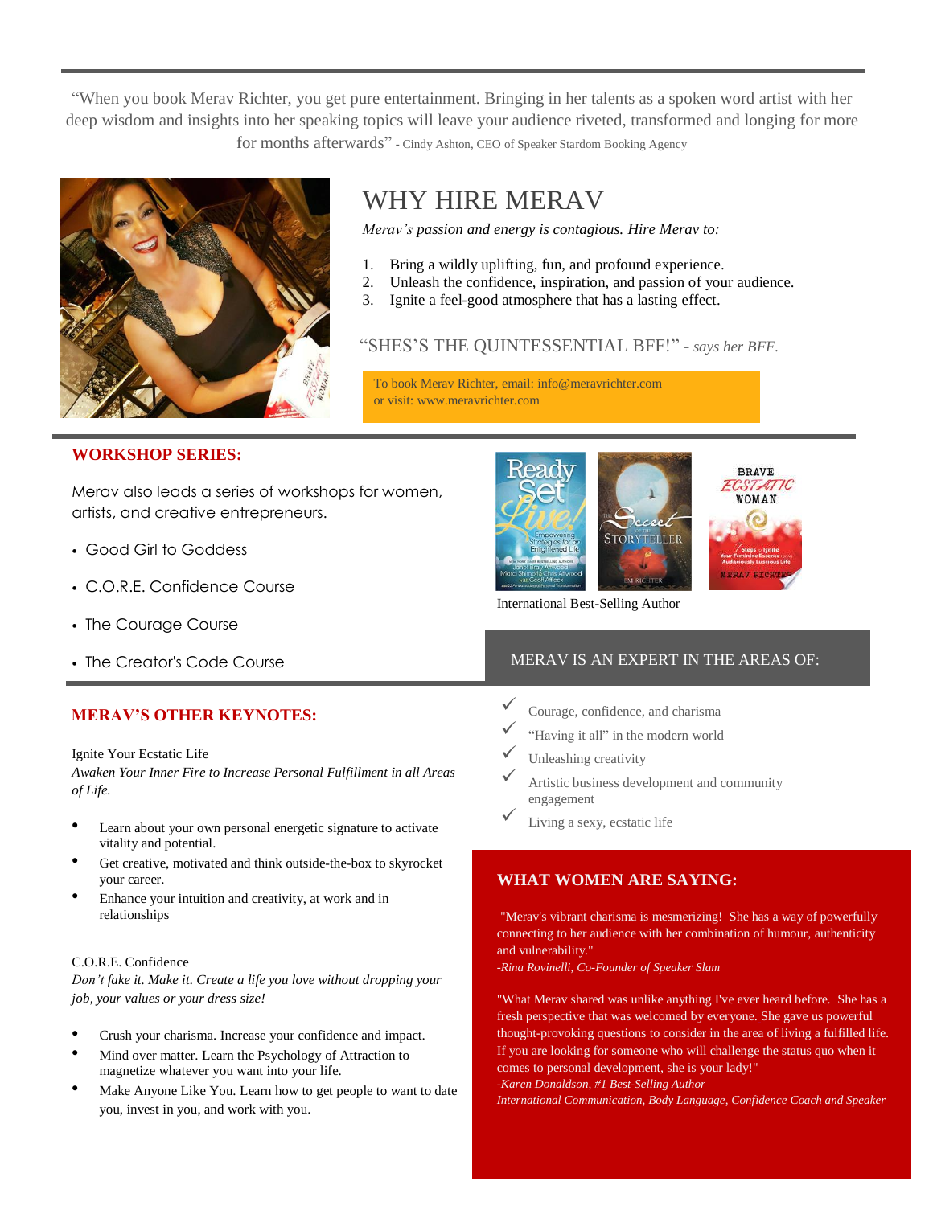"When you book Merav Richter, you get pure entertainment. Bringing in her talents as a spoken word artist with her deep wisdom and insights into her speaking topics will leave your audience riveted, transformed and longing for more for months afterwards" - Cindy Ashton, CEO of Speaker Stardom Booking Agency

# WHY HIRE MERAV

*Merav's passion and energy is contagious. Hire Merav to:*

1. Bring a wildly uplifting, fun, and profound experience.
2. Unleash the confidence, inspiration, and passion of your audience.
3. Ignite a feel-good atmosphere that has a lasting effect.

"SHES'S THE QUINTESSENTIAL BFF!" - *says her BFF.*

To book Merav Richter, email: info@meravrichter.com
or visit: www.meravrichter.com

## WORKSHOP SERIES:

Merav also leads a series of workshops for women, artists, and creative entrepreneurs.

- Good Girl to Goddess
- C.O.R.E. Confidence Course
- The Courage Course
- The Creator's Code Course

International Best-Selling Author

## MERAV'S OTHER KEYNOTES:

Ignite Your Ecstatic Life
*Awaken Your Inner Fire to Increase Personal Fulfillment in all Areas of Life.*

- Learn about your own personal energetic signature to activate vitality and potential.
- Get creative, motivated and think outside-the-box to skyrocket your career.
- Enhance your intuition and creativity, at work and in relationships

C.O.R.E. Confidence
*Don't fake it. Make it. Create a life you love without dropping your job, your values or your dress size!*

- Crush your charisma. Increase your confidence and impact.
- Mind over matter. Learn the Psychology of Attraction to magnetize whatever you want into your life.
- Make Anyone Like You. Learn how to get people to want to date you, invest in you, and work with you.

## MERAV IS AN EXPERT IN THE AREAS OF:

- ✓ Courage, confidence, and charisma
- ✓ "Having it all" in the modern world
- ✓ Unleashing creativity
- ✓ Artistic business development and community engagement
- ✓ Living a sexy, ecstatic life

## WHAT WOMEN ARE SAYING:

"Merav's vibrant charisma is mesmerizing! She has a way of powerfully connecting to her audience with her combination of humour, authenticity and vulnerability."
*-Rina Rovinelli, Co-Founder of Speaker Slam*

"What Merav shared was unlike anything I've ever heard before. She has a fresh perspective that was welcomed by everyone. She gave us powerful thought-provoking questions to consider in the area of living a fulfilled life. If you are looking for someone who will challenge the status quo when it comes to personal development, she is your lady!"
*-Karen Donaldson, #1 Best-Selling Author*
*International Communication, Body Language, Confidence Coach and Speaker*